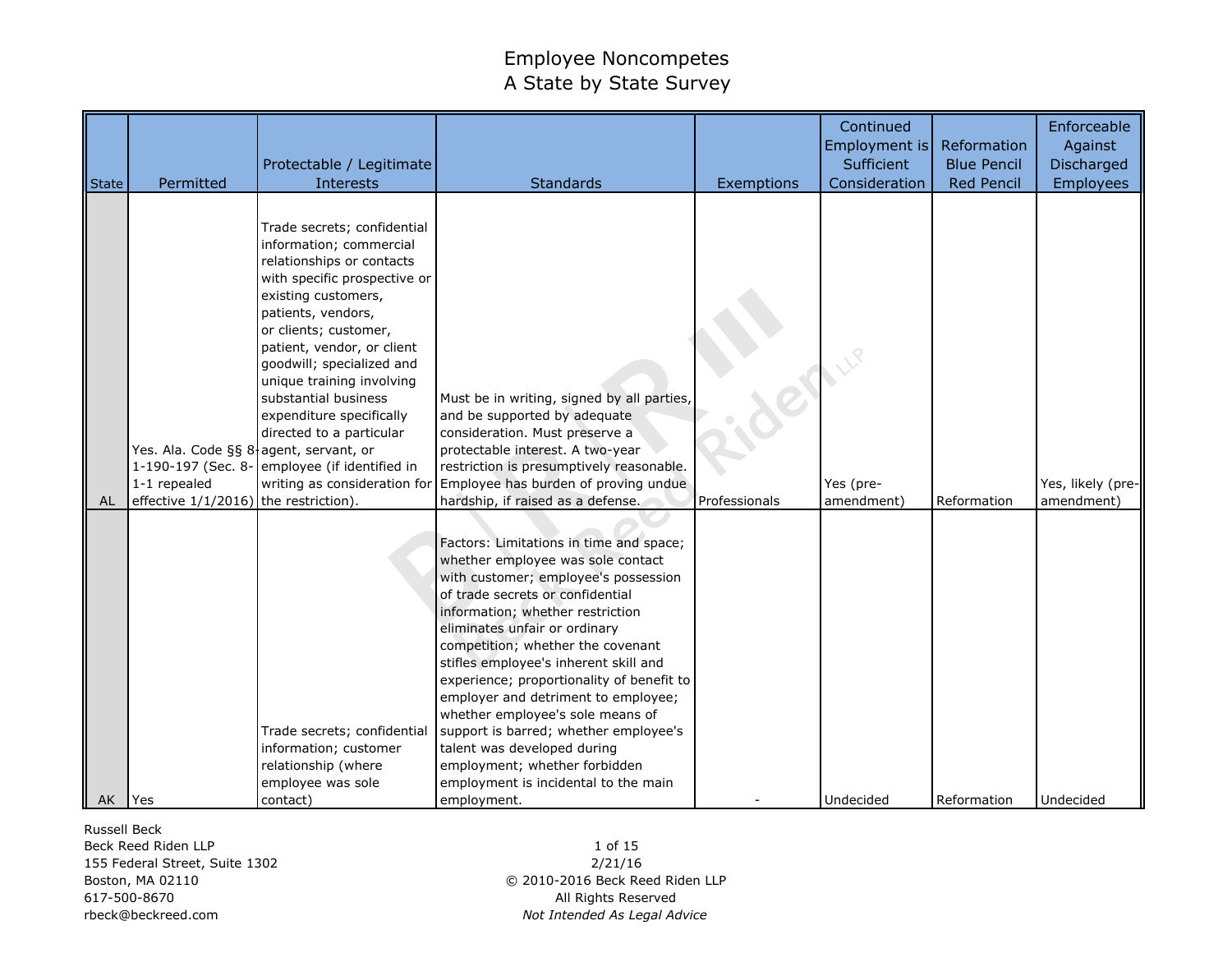# Employee Noncompetes
## A State by State Survey

| State | Permitted | Protectable / Legitimate Interests | Standards | Exemptions | Continued Employment is Sufficient Consideration | Reformation Blue Pencil Red Pencil | Enforceable Against Discharged Employees |
|---|---|---|---|---|---|---|---|
| AL | Yes. Ala. Code §§ 8-1-190-197 (Sec. 8-1-1 repealed effective 1/1/2016) | Trade secrets; confidential information; commercial relationships or contacts with specific prospective or existing customers, patients, vendors, or clients; customer, patient, vendor, or client goodwill; specialized and unique training involving substantial business expenditure specifically directed to a particular agent, servant, or employee (if identified in writing as consideration for the restriction). | Must be in writing, signed by all parties, and be supported by adequate consideration. Must preserve a protectable interest. A two-year restriction is presumptively reasonable. Employee has burden of proving undue hardship, if raised as a defense. | Professionals | Yes (pre-amendment) | Reformation | Yes, likely (pre-amendment) |
| AK | Yes | Trade secrets; confidential information; customer relationship (where employee was sole contact) | Factors: Limitations in time and space; whether employee was sole contact with customer; employee's possession of trade secrets or confidential information; whether restriction eliminates unfair or ordinary competition; whether the covenant stifles employee's inherent skill and experience; proportionality of benefit to employer and detriment to employee; whether employee's sole means of support is barred; whether employee's talent was developed during employment; whether forbidden employment is incidental to the main employment. | - | Undecided | Reformation | Undecided |

Russell Beck
Beck Reed Riden LLP
155 Federal Street, Suite 1302
Boston, MA 02110
617-500-8670
rbeck@beckreed.com

2/21/16
© 2010-2016 Beck Reed Riden LLP
All Rights Reserved
*Not Intended As Legal Advice*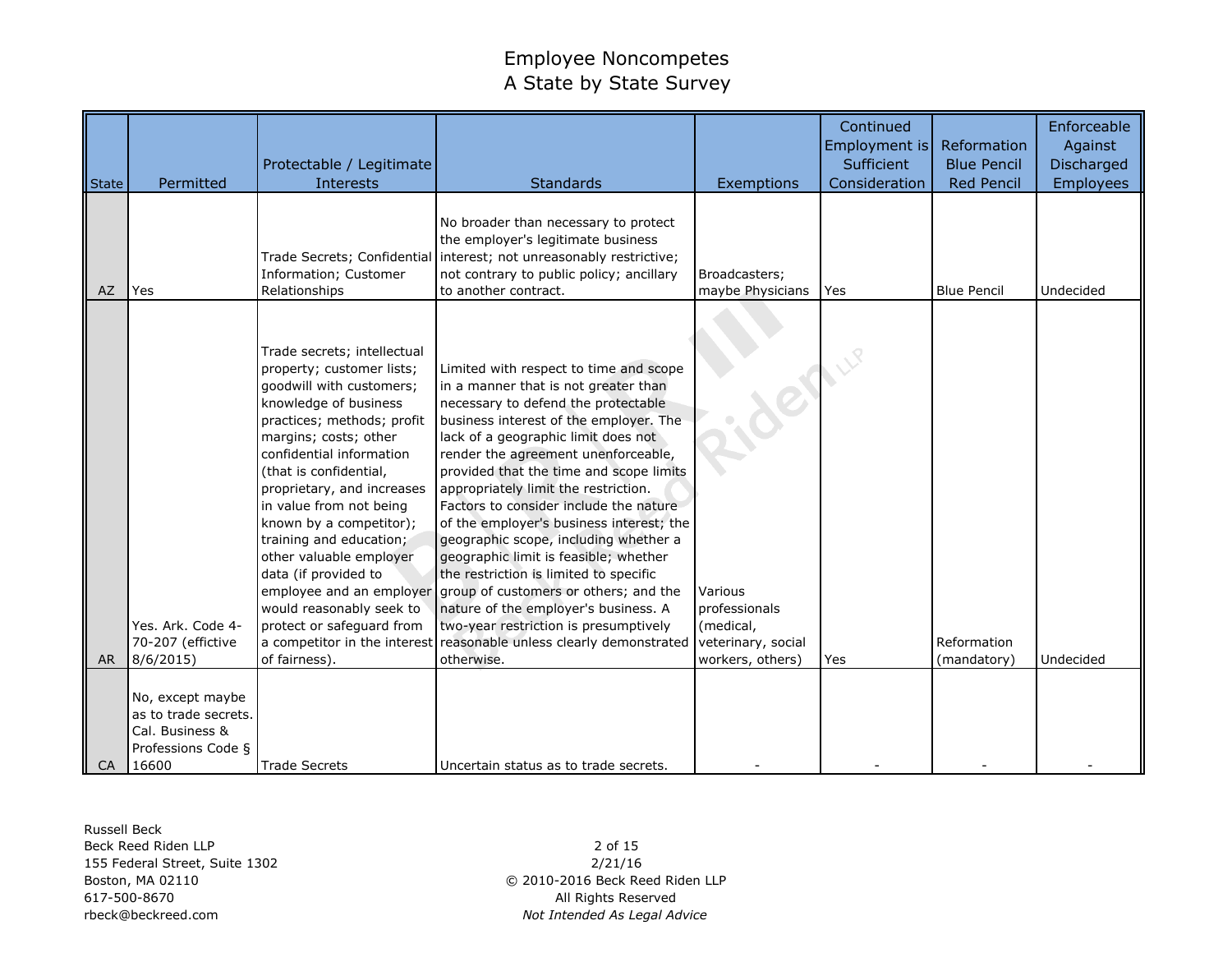# Employee Noncompetes
## A State by State Survey

| State | Permitted | Protectable / Legitimate Interests | Standards | Exemptions | Continued Employment is Sufficient Consideration | Reformation Blue Pencil Red Pencil | Enforceable Against Discharged Employees |
|---|---|---|---|---|---|---|---|
| AZ | Yes | Trade Secrets; Confidential Information; Customer Relationships | No broader than necessary to protect the employer's legitimate business interest; not unreasonably restrictive; not contrary to public policy; ancillary to another contract. | Broadcasters; maybe Physicians | Yes | Blue Pencil | Undecided |
| AR | Yes. Ark. Code 4-70-207 (effictive 8/6/2015) | Trade secrets; intellectual property; customer lists; goodwill with customers; knowledge of business practices; methods; profit margins; costs; other confidential information (that is confidential, proprietary, and increases in value from not being known by a competitor); training and education; other valuable employer data (if provided to employee and an employer would reasonably seek to protect or safeguard from a competitor in the interest of fairness). | Limited with respect to time and scope in a manner that is not greater than necessary to defend the protectable business interest of the employer. The lack of a geographic limit does not render the agreement unenforceable, provided that the time and scope limits appropriately limit the restriction. Factors to consider include the nature of the employer's business interest; the geographic scope, including whether a geographic limit is feasible; whether the restriction is limited to specific group of customers or others; and the nature of the employer's business. A two-year restriction is presumptively reasonable unless clearly demonstrated otherwise. | Various professionals (medical, veterinary, social workers, others) | Yes | Reformation (mandatory) | Undecided |
| CA | No, except maybe as to trade secrets. Cal. Business & Professions Code § 16600 | Trade Secrets | Uncertain status as to trade secrets. | - | - | - | - |

Russell Beck
Beck Reed Riden LLP
155 Federal Street, Suite 1302
Boston, MA 02110
617-500-8670
rbeck@beckreed.com

2/21/16
© 2010-2016 Beck Reed Riden LLP
All Rights Reserved
*Not Intended As Legal Advice*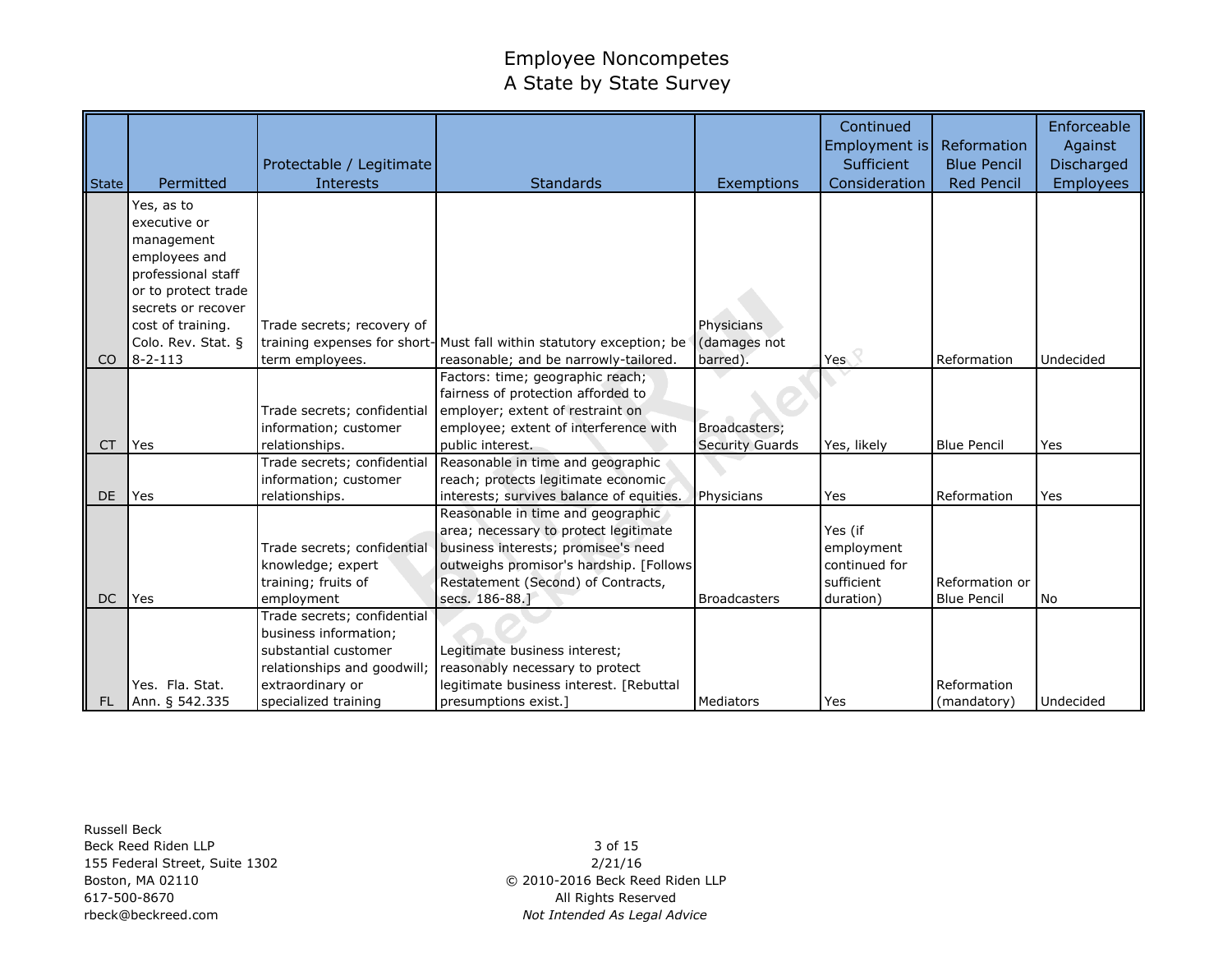# Employee Noncompetes
## A State by State Survey

| State | Permitted | Protectable / Legitimate Interests | Standards | Exemptions | Continued Employment is Sufficient Consideration | Reformation Blue Pencil Red Pencil | Enforceable Against Discharged Employees |
|---|---|---|---|---|---|---|---|
| CO | Yes, as to executive or management employees and professional staff or to protect trade secrets or recover cost of training. Colo. Rev. Stat. § 8-2-113 | Trade secrets; recovery of training expenses for short-term employees. | Must fall within statutory exception; be reasonable; and be narrowly-tailored. | Physicians (damages not barred). | Yes | Reformation | Undecided |
| CT | Yes | Trade secrets; confidential information; customer relationships. | Factors: time; geographic reach; fairness of protection afforded to employer; extent of restraint on employee; extent of interference with public interest. | Broadcasters; Security Guards | Yes, likely | Blue Pencil | Yes |
| DE | Yes | Trade secrets; confidential information; customer relationships. | Reasonable in time and geographic reach; protects legitimate economic interests; survives balance of equities. | Physicians | Yes | Reformation | Yes |
| DC | Yes | Trade secrets; confidential knowledge; expert training; fruits of employment | Reasonable in time and geographic area; necessary to protect legitimate business interests; promisee's need outweighs promisor's hardship. [Follows Restatement (Second) of Contracts, secs. 186-88.] | Broadcasters | Yes (if employment continued for sufficient duration) | Reformation or Blue Pencil | No |
| FL | Yes. Fla. Stat. Ann. § 542.335 | Trade secrets; confidential business information; substantial customer relationships and goodwill; extraordinary or specialized training | Legitimate business interest; reasonably necessary to protect legitimate business interest. [Rebuttal presumptions exist.] | Mediators | Yes | Reformation (mandatory) | Undecided |

Russell Beck
Beck Reed Riden LLP
155 Federal Street, Suite 1302
Boston, MA 02110
617-500-8670
rbeck@beckreed.com

2/21/16
© 2010-2016 Beck Reed Riden LLP
All Rights Reserved
*Not Intended As Legal Advice*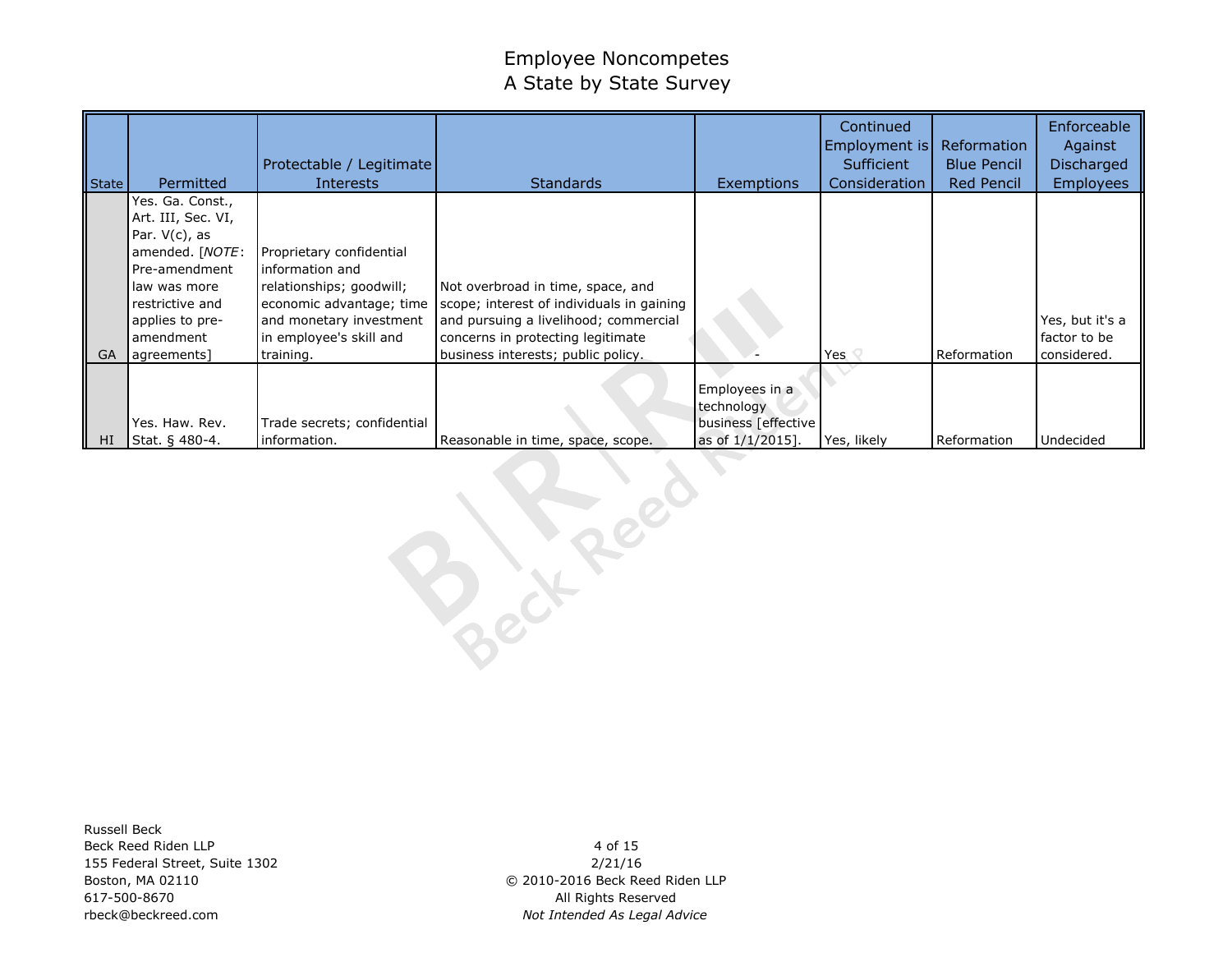# Employee Noncompetes
## A State by State Survey

| State | Permitted | Protectable / Legitimate Interests | Standards | Exemptions | Continued Employment is Sufficient Consideration | Reformation Blue Pencil Red Pencil | Enforceable Against Discharged Employees |
|---|---|---|---|---|---|---|---|
| GA | Yes. Ga. Const., Art. III, Sec. VI, Par. V(c), as amended. [*NOTE*: Pre-amendment law was more restrictive and applies to pre-amendment agreements] | Proprietary confidential information and relationships; goodwill; economic advantage; time and monetary investment in employee's skill and training. | Not overbroad in time, space, and scope; interest of individuals in gaining and pursuing a livelihood; commercial concerns in protecting legitimate business interests; public policy. | - | Yes | Reformation | Yes, but it's a factor to be considered. |
| HI | Yes. Haw. Rev. Stat. § 480-4. | Trade secrets; confidential information. | Reasonable in time, space, scope. | Employees in a technology business [effective as of 1/1/2015]. | Yes, likely | Reformation | Undecided |

Russell Beck
Beck Reed Riden LLP
155 Federal Street, Suite 1302
Boston, MA 02110
617-500-8670
rbeck@beckreed.com

2/21/16
© 2010-2016 Beck Reed Riden LLP
All Rights Reserved
*Not Intended As Legal Advice*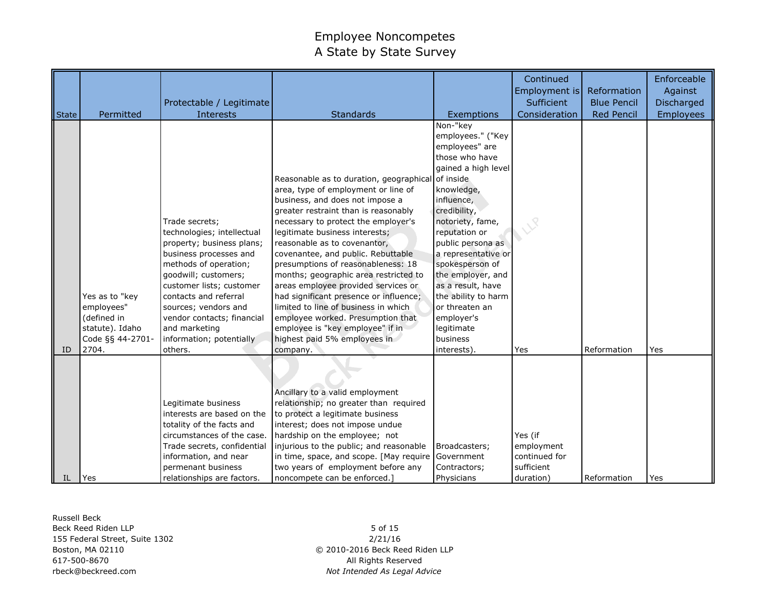# Employee Noncompetes
## A State by State Survey

| State | Permitted | Protectable / Legitimate Interests | Standards | Exemptions | Continued Employment is Sufficient Consideration | Reformation Blue Pencil Red Pencil | Enforceable Against Discharged Employees |
|---|---|---|---|---|---|---|---|
| ID | Yes as to "key employees" (defined in statute). Idaho Code §§ 44-2701-2704. | Trade secrets; technologies; intellectual property; business plans; business processes and methods of operation; goodwill; customers; customer lists; customer contacts and referral sources; vendors and vendor contacts; financial and marketing information; potentially others. | Reasonable as to duration, geographical area, type of employment or line of business, and does not impose a greater restraint than is reasonably necessary to protect the employer's legitimate business interests; reasonable as to covenantor, covenantee, and public. Rebuttable presumptions of reasonableness: 18 months; geographic area restricted to areas employee provided services or had significant presence or influence; limited to line of business in which employee worked. Presumption that employee is "key employee" if in highest paid 5% employees in company. | Non-"key employees." ("Key employees" are those who have gained a high level of inside knowledge, influence, credibility, notoriety, fame, reputation or public persona as a representative or spokesperson of the employer, and as a result, have the ability to harm or threaten an employer's legitimate business interests). | Yes | Reformation | Yes |
| IL | Yes | Legitimate business interests are based on the totality of the facts and circumstances of the case. Trade secrets, confidential information, and near permenant business relationships are factors. | Ancillary to a valid employment relationship; no greater than required to protect a legitimate business interest; does not impose undue hardship on the employee; not injurious to the public; and reasonable in time, space, and scope. [May require two years of employment before any noncompete can be enforced.] | Broadcasters; Government Contractors; Physicians | Yes (if employment continued for sufficient duration) | Reformation | Yes |

Russell Beck
Beck Reed Riden LLP
155 Federal Street, Suite 1302
Boston, MA 02110
617-500-8670
rbeck@beckreed.com

2/21/16
© 2010-2016 Beck Reed Riden LLP
All Rights Reserved
*Not Intended As Legal Advice*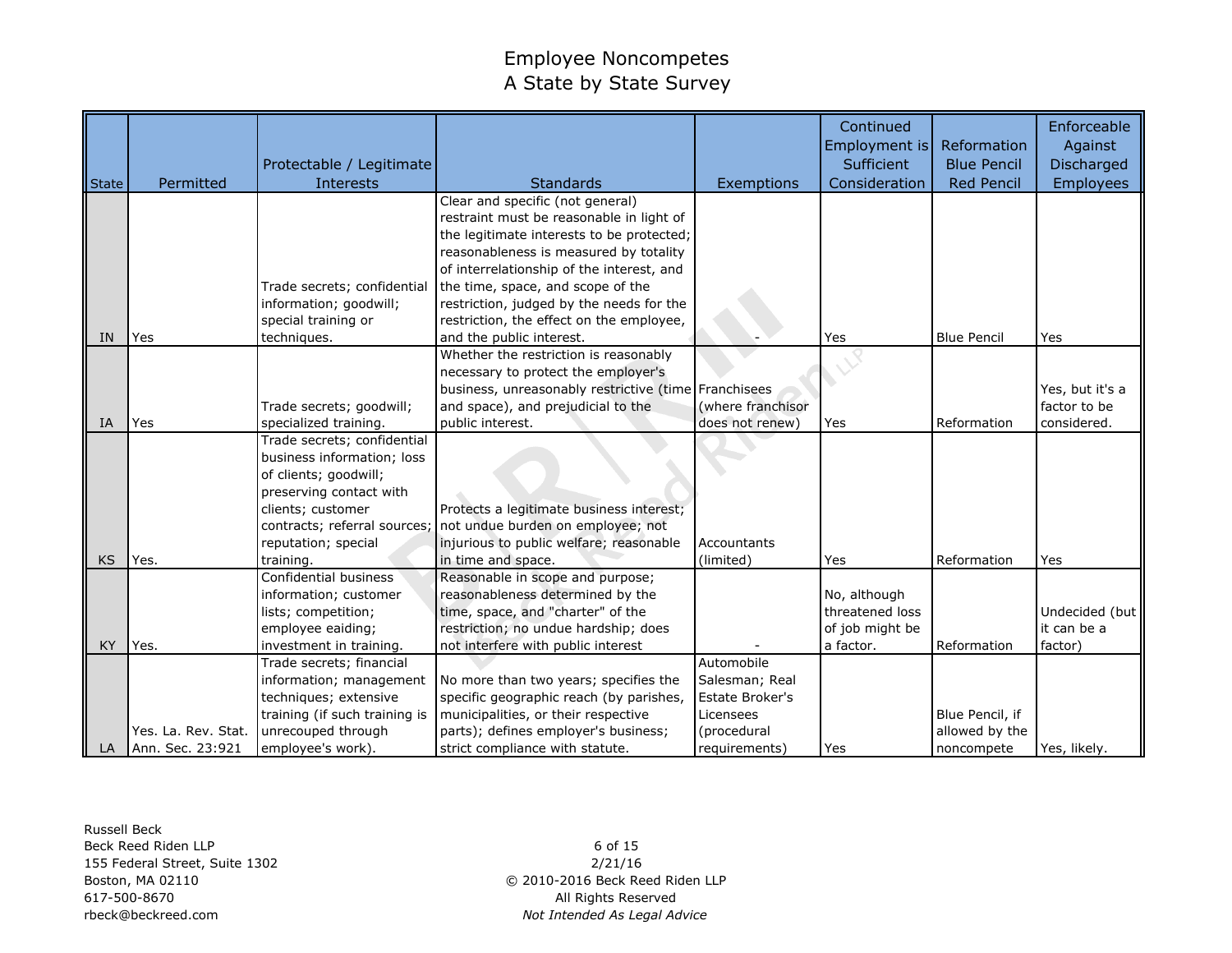# Employee Noncompetes
## A State by State Survey

| State | Permitted | Protectable / Legitimate Interests | Standards | Exemptions | Continued Employment is Sufficient Consideration | Reformation Blue Pencil Red Pencil | Enforceable Against Discharged Employees |
|---|---|---|---|---|---|---|---|
| IN | Yes | Trade secrets; confidential information; goodwill; special training or techniques. | Clear and specific (not general) restraint must be reasonable in light of the legitimate interests to be protected; reasonableness is measured by totality of interrelationship of the interest, and the time, space, and scope of the restriction, judged by the needs for the restriction, the effect on the employee, and the public interest. | - | Yes | Blue Pencil | Yes |
| IA | Yes | Trade secrets; goodwill; specialized training. | Whether the restriction is reasonably necessary to protect the employer's business, unreasonably restrictive (time and space), and prejudicial to the public interest. | Franchisees (where franchisor does not renew) | Yes | Reformation | Yes, but it's a factor to be considered. |
| KS | Yes. | Trade secrets; confidential business information; loss of clients; goodwill; preserving contact with clients; customer contracts; referral sources; reputation; special training. | Protects a legitimate business interest; not undue burden on employee; not injurious to public welfare; reasonable in time and space. | Accountants (limited) | Yes | Reformation | Yes |
| KY | Yes. | Confidential business information; customer lists; competition; employee eaiding; investment in training. | Reasonable in scope and purpose; reasonableness determined by the time, space, and "charter" of the restriction; no undue hardship; does not interfere with public interest | - | No, although threatened loss of job might be a factor. | Reformation | Undecided (but it can be a factor) |
| LA | Yes. La. Rev. Stat. Ann. Sec. 23:921 | Trade secrets; financial information; management techniques; extensive training (if such training is unrecouped through employee's work). | No more than two years; specifies the specific geographic reach (by parishes, municipalities, or their respective parts); defines employer's business; strict compliance with statute. | Automobile Salesman; Real Estate Broker's Licensees (procedural requirements) | Yes | Blue Pencil, if allowed by the noncompete | Yes, likely. |

Russell Beck
Beck Reed Riden LLP
155 Federal Street, Suite 1302
Boston, MA 02110
617-500-8670
rbeck@beckreed.com

2/21/16
© 2010-2016 Beck Reed Riden LLP
All Rights Reserved
*Not Intended As Legal Advice*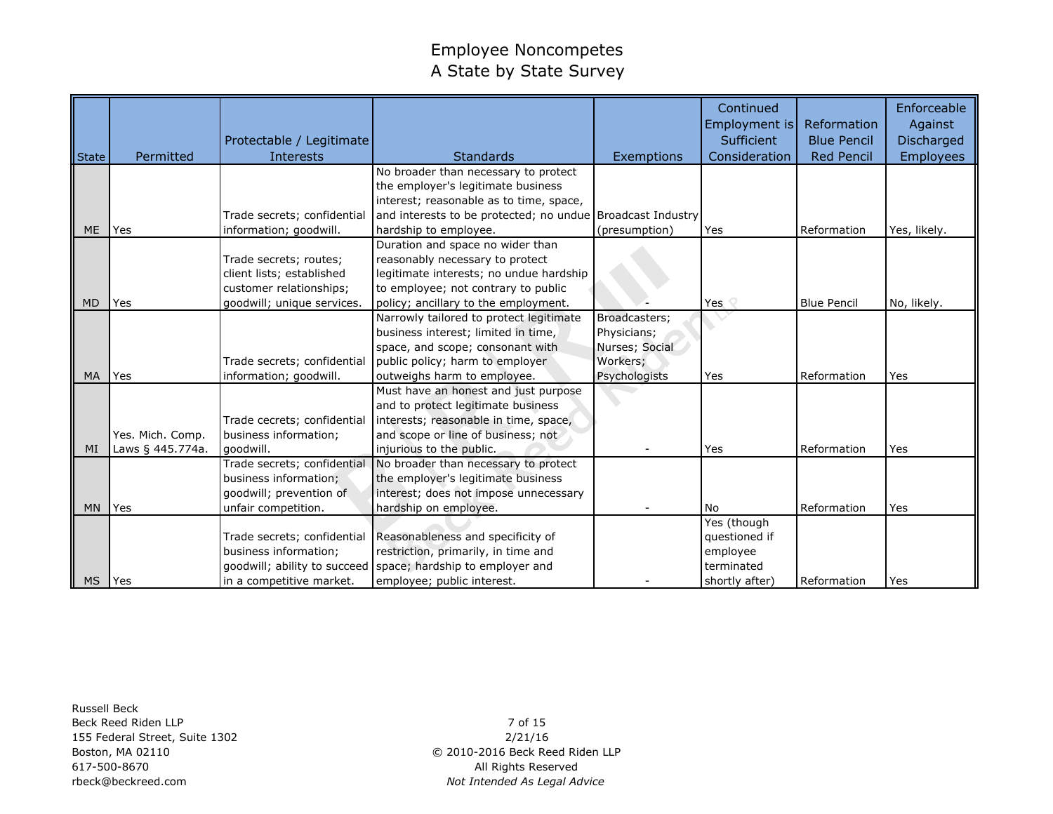# Employee Noncompetes
## A State by State Survey

| State | Permitted | Protectable / Legitimate Interests | Standards | Exemptions | Continued Employment is Sufficient Consideration | Reformation Blue Pencil Red Pencil | Enforceable Against Discharged Employees |
|---|---|---|---|---|---|---|---|
| ME | Yes | Trade secrets; confidential information; goodwill. | No broader than necessary to protect the employer's legitimate business interest; reasonable as to time, space, and interests to be protected; no undue hardship to employee. | Broadcast Industry (presumption) | Yes | Reformation | Yes, likely. |
| MD | Yes | Trade secrets; routes; client lists; established customer relationships; goodwill; unique services. | Duration and space no wider than reasonably necessary to protect legitimate interests; no undue hardship to employee; not contrary to public policy; ancillary to the employment. | - | Yes | Blue Pencil | No, likely. |
| MA | Yes | Trade secrets; confidential information; goodwill. | Narrowly tailored to protect legitimate business interest; limited in time, space, and scope; consonant with public policy; harm to employer outweighs harm to employee. | Broadcasters; Physicians; Nurses; Social Workers; Psychologists | Yes | Reformation | Yes |
| MI | Yes. Mich. Comp. Laws § 445.774a. | Trade cecrets; confidential business information; goodwill. | Must have an honest and just purpose and to protect legitimate business interests; reasonable in time, space, and scope or line of business; not injurious to the public. | - | Yes | Reformation | Yes |
| MN | Yes | Trade secrets; confidential business information; goodwill; prevention of unfair competition. | No broader than necessary to protect the employer's legitimate business interest; does not impose unnecessary hardship on employee. | - | No | Reformation | Yes |
| MS | Yes | Trade secrets; confidential business information; goodwill; ability to succeed in a competitive market. | Reasonableness and specificity of restriction, primarily, in time and space; hardship to employer and employee; public interest. | - | Yes (though questioned if employee terminated shortly after) | Reformation | Yes |

Russell Beck
Beck Reed Riden LLP
155 Federal Street, Suite 1302
Boston, MA 02110
617-500-8670
rbeck@beckreed.com

2/21/16
© 2010-2016 Beck Reed Riden LLP
All Rights Reserved
*Not Intended As Legal Advice*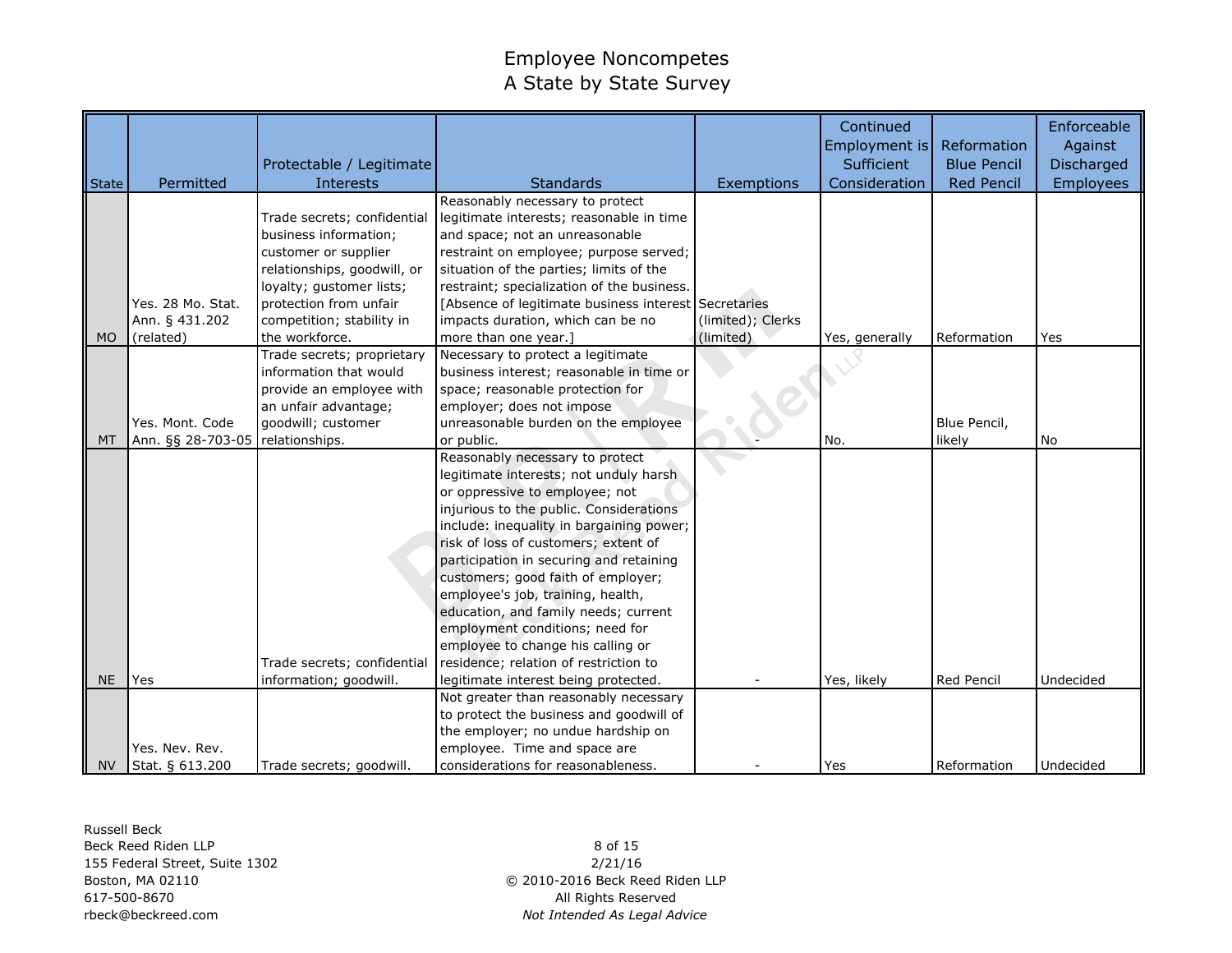# Employee Noncompetes
## A State by State Survey

| State | Permitted | Protectable / Legitimate Interests | Standards | Exemptions | Continued Employment is Sufficient Consideration | Reformation Blue Pencil Red Pencil | Enforceable Against Discharged Employees |
|---|---|---|---|---|---|---|---|
| MO | Yes. 28 Mo. Stat. Ann. § 431.202 (related) | Trade secrets; confidential business information; customer or supplier relationships, goodwill, or loyalty; gustomer lists; protection from unfair competition; stability in the workforce. | Reasonably necessary to protect legitimate interests; reasonable in time and space; not an unreasonable restraint on employee; purpose served; situation of the parties; limits of the restraint; specialization of the business. [Absence of legitimate business interest impacts duration, which can be no more than one year.] | Secretaries (limited); Clerks (limited) | Yes, generally | Reformation | Yes |
| MT | Yes. Mont. Code Ann. §§ 28-703-05 | Trade secrets; proprietary information that would provide an employee with an unfair advantage; goodwill; customer relationships. | Necessary to protect a legitimate business interest; reasonable in time or space; reasonable protection for employer; does not impose unreasonable burden on the employee or public. | - | No. | Blue Pencil, likely | No |
| NE | Yes | Trade secrets; confidential information; goodwill. | Reasonably necessary to protect legitimate interests; not unduly harsh or oppressive to employee; not injurious to the public. Considerations include: inequality in bargaining power; risk of loss of customers; extent of participation in securing and retaining customers; good faith of employer; employee's job, training, health, education, and family needs; current employment conditions; need for employee to change his calling or residence; relation of restriction to legitimate interest being protected. | - | Yes, likely | Red Pencil | Undecided |
| NV | Yes. Nev. Rev. Stat. § 613.200 | Trade secrets; goodwill. | Not greater than reasonably necessary to protect the business and goodwill of the employer; no undue hardship on employee. Time and space are considerations for reasonableness. | - | Yes | Reformation | Undecided |

Russell Beck
Beck Reed Riden LLP
155 Federal Street, Suite 1302
Boston, MA 02110
617-500-8670
rbeck@beckreed.com

2/21/16
© 2010-2016 Beck Reed Riden LLP
All Rights Reserved
*Not Intended As Legal Advice*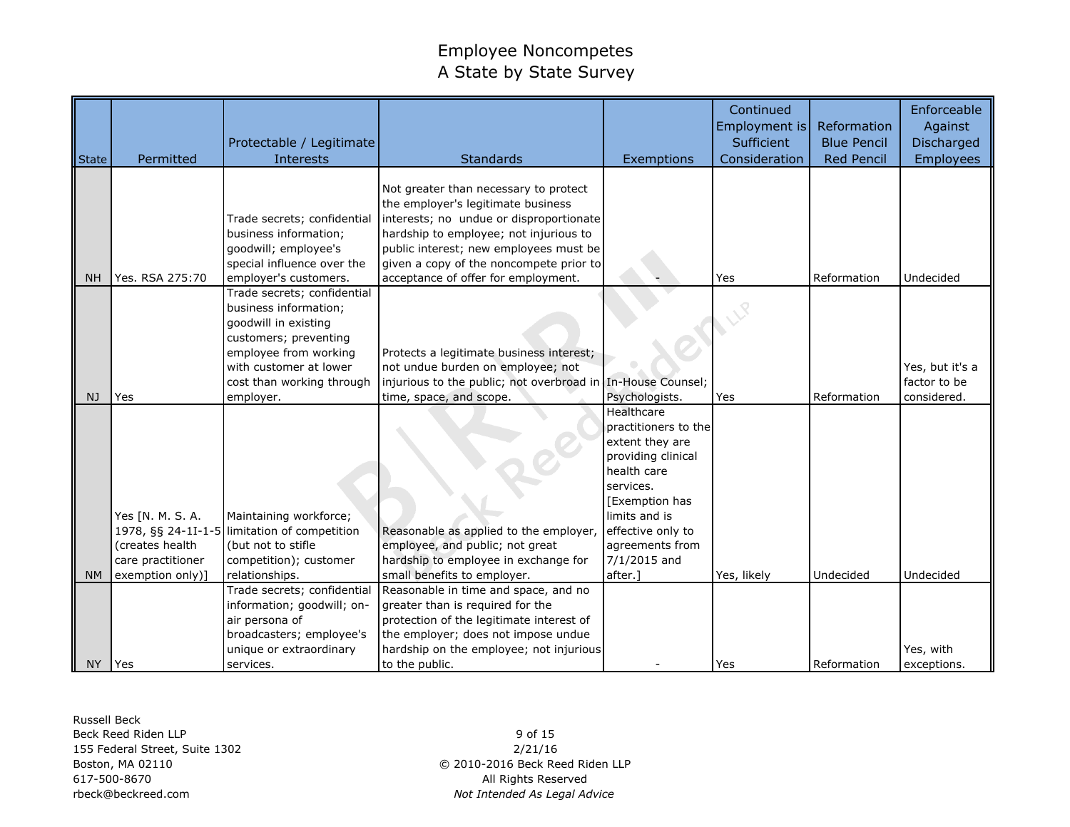# Employee Noncompetes
## A State by State Survey

| State | Permitted | Protectable / Legitimate Interests | Standards | Exemptions | Continued Employment is Sufficient Consideration | Reformation Blue Pencil Red Pencil | Enforceable Against Discharged Employees |
|---|---|---|---|---|---|---|---|
| NH | Yes. RSA 275:70 | Trade secrets; confidential business information; goodwill; employee's special influence over the employer's customers. | Not greater than necessary to protect the employer's legitimate business interests; no undue or disproportionate hardship to employee; not injurious to public interest; new employees must be given a copy of the noncompete prior to acceptance of offer for employment. | - | Yes | Reformation | Undecided |
| NJ | Yes | Trade secrets; confidential business information; goodwill in existing customers; preventing employee from working with customer at lower cost than working through employer. | Protects a legitimate business interest; not undue burden on employee; not injurious to the public; not overbroad in time, space, and scope. | In-House Counsel; Psychologists. | Yes | Reformation | Yes, but it's a factor to be considered. |
| NM | Yes [N. M. S. A. 1978, §§ 24-1I-1-5 (creates health care practitioner exemption only)] | Maintaining workforce; limitation of competition (but not to stifle competition); customer relationships. | Reasonable as applied to the employer, employee, and public; not great hardship to employee in exchange for small benefits to employer. | Healthcare practitioners to the extent they are providing clinical health care services. [Exemption has limits and is effective only to agreements from 7/1/2015 and after.] | Yes, likely | Undecided | Undecided |
| NY | Yes | Trade secrets; confidential information; goodwill; on-air persona of broadcasters; employee's unique or extraordinary services. | Reasonable in time and space, and no greater than is required for the protection of the legitimate interest of the employer; does not impose undue hardship on the employee; not injurious to the public. | - | Yes | Reformation | Yes, with exceptions. |

Russell Beck
Beck Reed Riden LLP
155 Federal Street, Suite 1302
Boston, MA 02110
617-500-8670
rbeck@beckreed.com

2/21/16
© 2010-2016 Beck Reed Riden LLP
All Rights Reserved
*Not Intended As Legal Advice*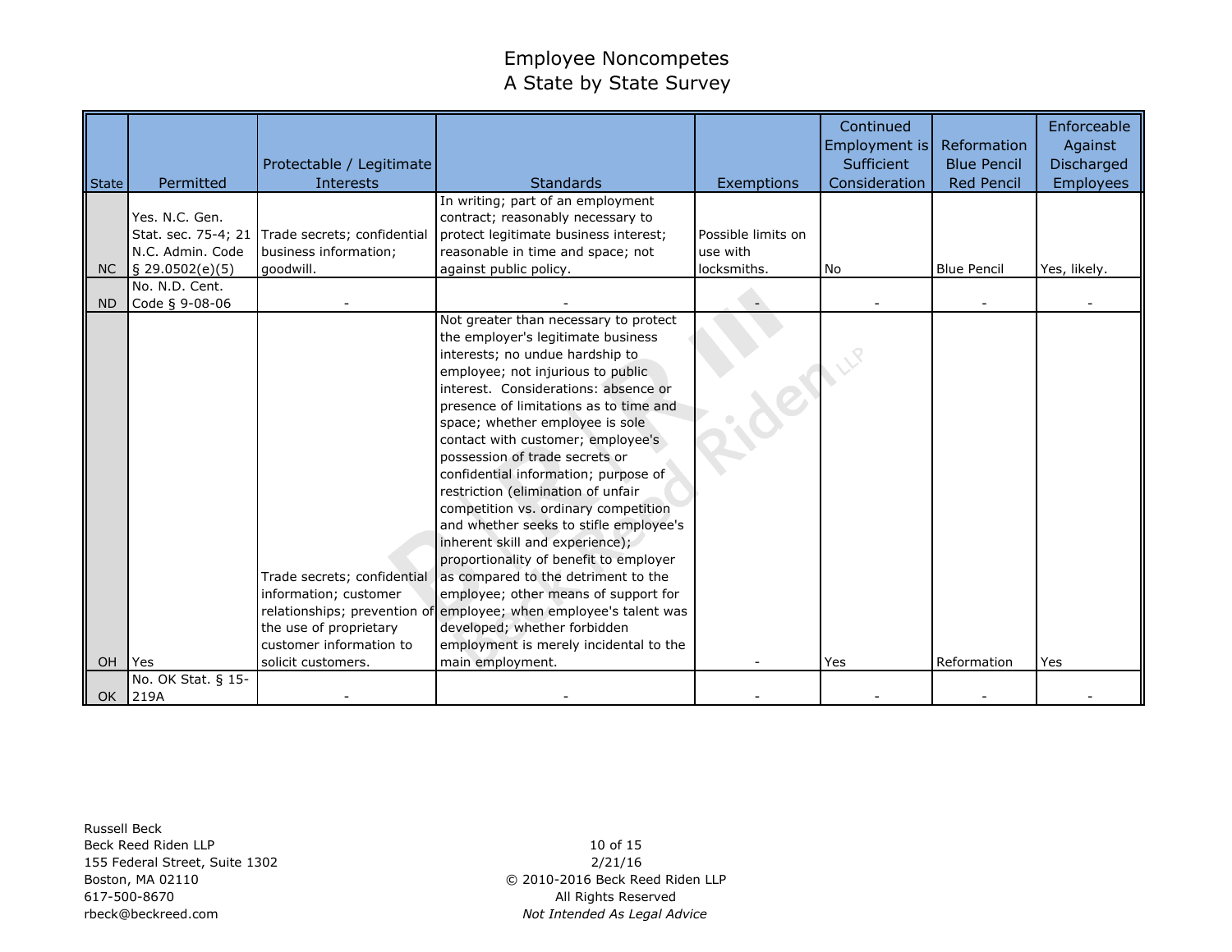# Employee Noncompetes
## A State by State Survey

| State | Permitted | Protectable / Legitimate Interests | Standards | Exemptions | Continued Employment is Sufficient Consideration | Reformation Blue Pencil Red Pencil | Enforceable Against Discharged Employees |
|---|---|---|---|---|---|---|---|
| NC | Yes. N.C. Gen. Stat. sec. 75-4; 21 N.C. Admin. Code § 29.0502(e)(5) | Trade secrets; confidential business information; goodwill. | In writing; part of an employment contract; reasonably necessary to protect legitimate business interest; reasonable in time and space; not against public policy. | Possible limits on use with locksmiths. | No | Blue Pencil | Yes, likely. |
| ND | No. N.D. Cent. Code § 9-08-06 | - | - | - | - | - | - |
| OH | Yes | Trade secrets; confidential information; customer relationships; prevention of the use of proprietary customer information to solicit customers. | Not greater than necessary to protect the employer's legitimate business interests; no undue hardship to employee; not injurious to public interest. Considerations: absence or presence of limitations as to time and space; whether employee is sole contact with customer; employee's possession of trade secrets or confidential information; purpose of restriction (elimination of unfair competition vs. ordinary competition and whether seeks to stifle employee's inherent skill and experience); proportionality of benefit to employer as compared to the detriment to the employee; other means of support for employee; when employee's talent was developed; whether forbidden employment is merely incidental to the main employment. | - | Yes | Reformation | Yes |
| OK | No. OK Stat. § 15-219A | - | - | - | - | - | - |

Russell Beck
Beck Reed Riden LLP
155 Federal Street, Suite 1302
Boston, MA 02110
617-500-8670
rbeck@beckreed.com

2/21/16
© 2010-2016 Beck Reed Riden LLP
All Rights Reserved
*Not Intended As Legal Advice*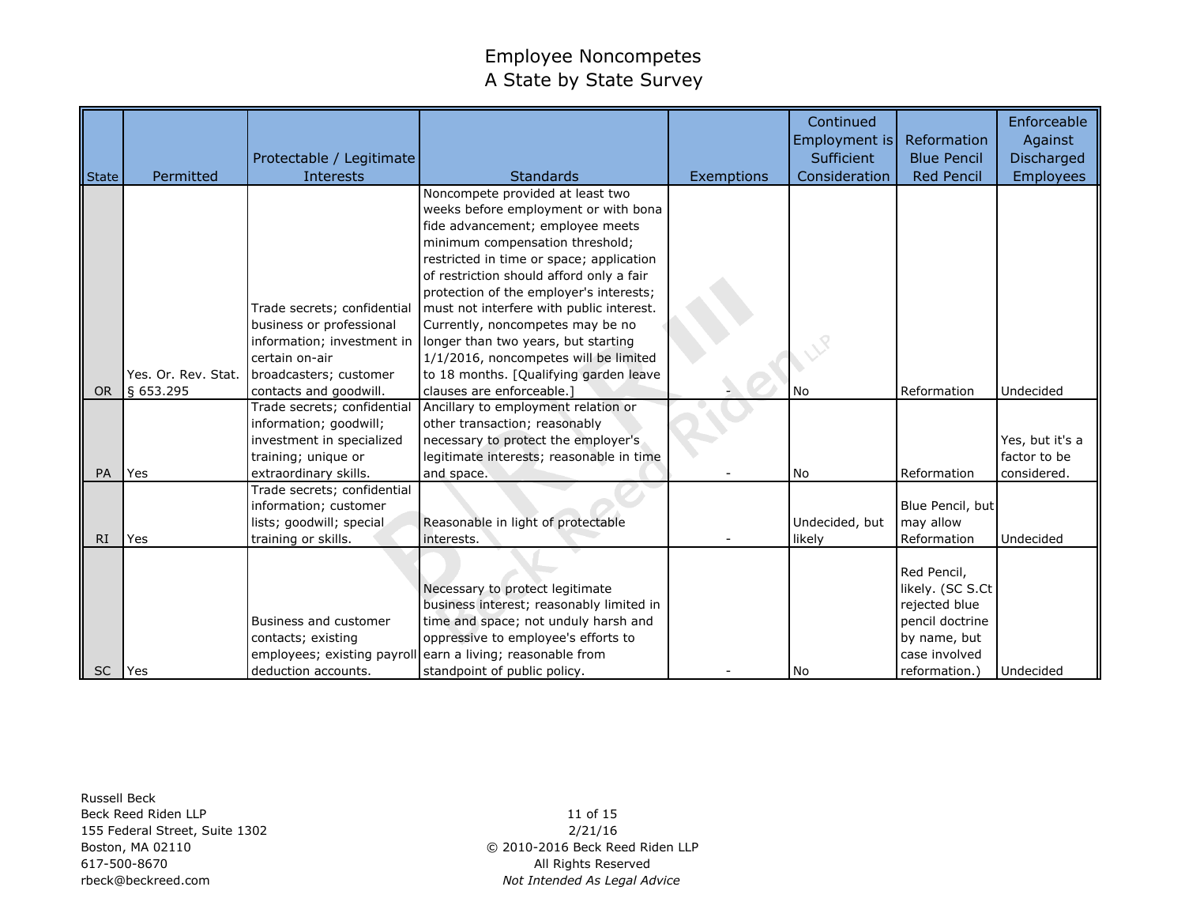# Employee Noncompetes
## A State by State Survey

| State | Permitted | Protectable / Legitimate Interests | Standards | Exemptions | Continued Employment is Sufficient Consideration | Reformation Blue Pencil Red Pencil | Enforceable Against Discharged Employees |
|---|---|---|---|---|---|---|---|
| OR | Yes. Or. Rev. Stat. § 653.295 | Trade secrets; confidential business or professional information; investment in certain on-air broadcasters; customer contacts and goodwill. | Noncompete provided at least two weeks before employment or with bona fide advancement; employee meets minimum compensation threshold; restricted in time or space; application of restriction should afford only a fair protection of the employer's interests; must not interfere with public interest. Currently, noncompetes may be no longer than two years, but starting 1/1/2016, noncompetes will be limited to 18 months. [Qualifying garden leave clauses are enforceable.] | - | No | Reformation | Undecided |
| PA | Yes | Trade secrets; confidential information; goodwill; investment in specialized training; unique or extraordinary skills. | Ancillary to employment relation or other transaction; reasonably necessary to protect the employer's legitimate interests; reasonable in time and space. | - | No | Reformation | Yes, but it's a factor to be considered. |
| RI | Yes | Trade secrets; confidential information; customer lists; goodwill; special training or skills. | Reasonable in light of protectable interests. | - | Undecided, but likely | Blue Pencil, but may allow Reformation | Undecided |
| SC | Yes | Business and customer contacts; existing employees; existing payroll deduction accounts. | Necessary to protect legitimate business interest; reasonably limited in time and space; not unduly harsh and oppressive to employee's efforts to earn a living; reasonable from standpoint of public policy. | - | No | Red Pencil, likely. (SC S.Ct rejected blue pencil doctrine by name, but case involved reformation.) | Undecided |

Russell Beck
Beck Reed Riden LLP
155 Federal Street, Suite 1302
Boston, MA 02110
617-500-8670
rbeck@beckreed.com

2/21/16
© 2010-2016 Beck Reed Riden LLP
All Rights Reserved
*Not Intended As Legal Advice*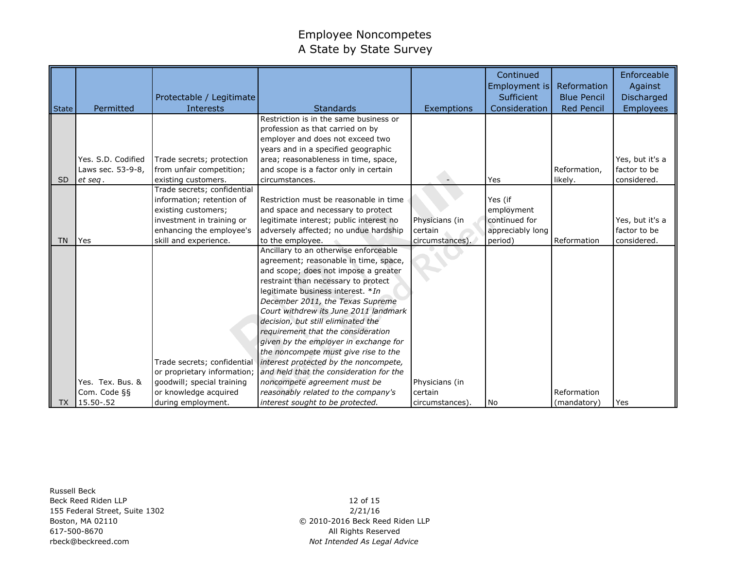# Employee Noncompetes
## A State by State Survey

| State | Permitted | Protectable / Legitimate Interests | Standards | Exemptions | Continued Employment is Sufficient Consideration | Reformation Blue Pencil Red Pencil | Enforceable Against Discharged Employees |
|---|---|---|---|---|---|---|---|
| SD | Yes. S.D. Codified Laws sec. 53-9-8, *et seq*. | Trade secrets; protection from unfair competition; existing customers. | Restriction is in the same business or profession as that carried on by employer and does not exceed two years and in a specified geographic area; reasonableness in time, space, and scope is a factor only in certain circumstances. | - | Yes | Reformation, likely. | Yes, but it's a factor to be considered. |
| TN | Yes | Trade secrets; confidential information; retention of existing customers; investment in training or enhancing the employee's skill and experience. | Restriction must be reasonable in time and space and necessary to protect legitimate interest; public interest no adversely affected; no undue hardship to the employee. | Physicians (in certain circumstances). | Yes (if employment continued for appreciably long period) | Reformation | Yes, but it's a factor to be considered. |
| TX | Yes. Tex. Bus. & Com. Code §§ 15.50-.52 | Trade secrets; confidential or proprietary information; goodwill; special training or knowledge acquired during employment. | Ancillary to an otherwise enforceable agreement; reasonable in time, space, and scope; does not impose a greater restraint than necessary to protect legitimate business interest. **In December 2011, the Texas Supreme Court withdrew its June 2011 landmark decision, but still eliminated the requirement that the consideration given by the employer in exchange for the noncompete must give rise to the interest protected by the noncompete, and held that the consideration for the noncompete agreement must be reasonably related to the company's interest sought to be protected.* | Physicians (in certain circumstances). | No | Reformation (mandatory) | Yes |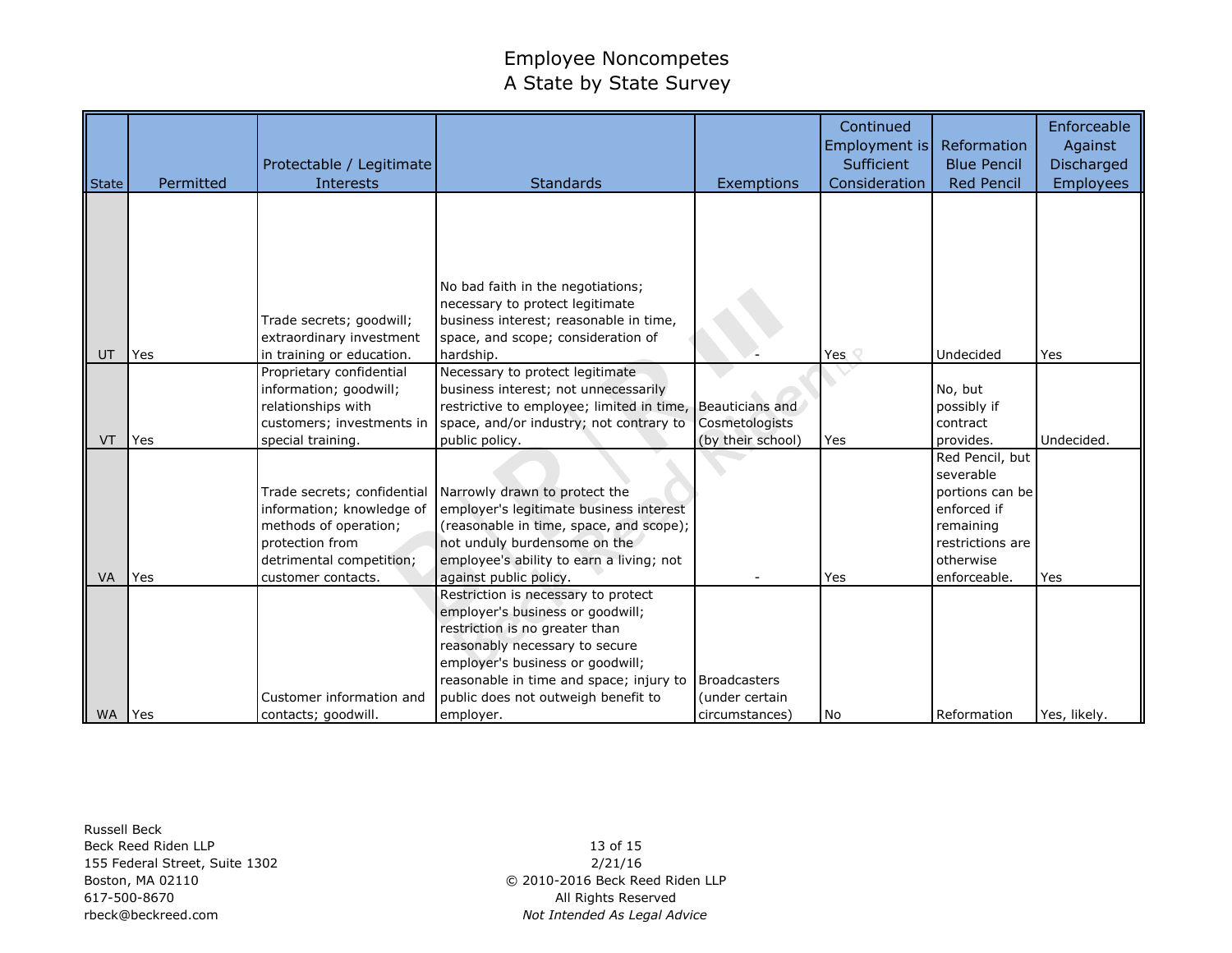# Employee Noncompetes
## A State by State Survey

| State | Permitted | Protectable / Legitimate Interests | Standards | Exemptions | Continued Employment is Sufficient Consideration | Reformation Blue Pencil Red Pencil | Enforceable Against Discharged Employees |
|---|---|---|---|---|---|---|---|
| UT | Yes | Trade secrets; goodwill; extraordinary investment in training or education. | No bad faith in the negotiations; necessary to protect legitimate business interest; reasonable in time, space, and scope; consideration of hardship. | - | Yes | Undecided | Yes |
| VT | Yes | Proprietary confidential information; goodwill; relationships with customers; investments in special training. | Necessary to protect legitimate business interest; not unnecessarily restrictive to employee; limited in time, space, and/or industry; not contrary to public policy. | Beauticians and Cosmetologists (by their school) | Yes | No, but possibly if contract provides. | Undecided. |
| VA | Yes | Trade secrets; confidential information; knowledge of methods of operation; protection from detrimental competition; customer contacts. | Narrowly drawn to protect the employer's legitimate business interest (reasonable in time, space, and scope); not unduly burdensome on the employee's ability to earn a living; not against public policy. | - | Yes | Red Pencil, but severable portions can be enforced if remaining restrictions are otherwise enforceable. | Yes |
| WA | Yes | Customer information and contacts; goodwill. | Restriction is necessary to protect employer's business or goodwill; restriction is no greater than reasonably necessary to secure employer's business or goodwill; reasonable in time and space; injury to public does not outweigh benefit to employer. | Broadcasters (under certain circumstances) | No | Reformation | Yes, likely. |

Russell Beck
Beck Reed Riden LLP
155 Federal Street, Suite 1302
Boston, MA 02110
617-500-8670
rbeck@beckreed.com

2/21/16
© 2010-2016 Beck Reed Riden LLP
All Rights Reserved
*Not Intended As Legal Advice*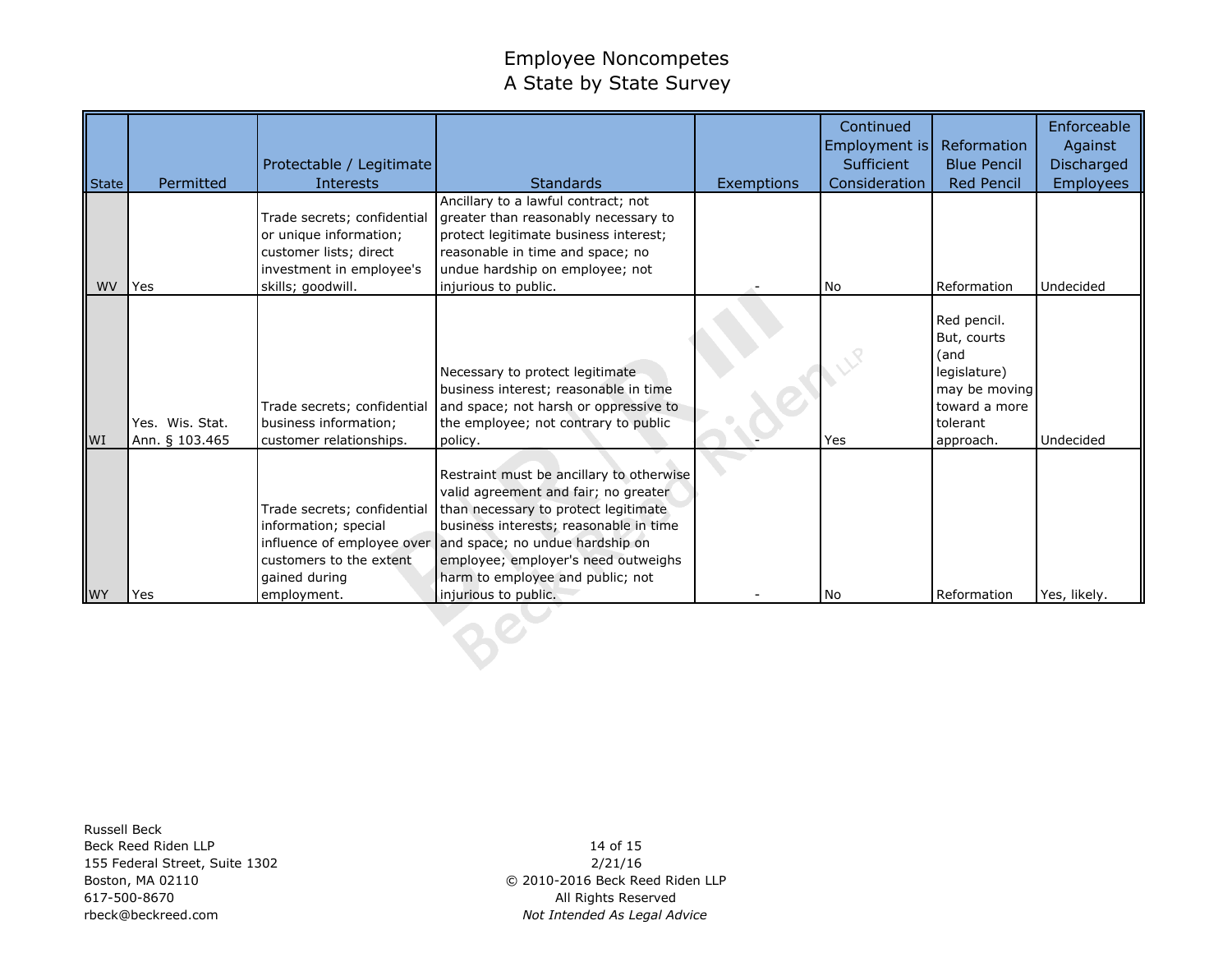# Employee Noncompetes
## A State by State Survey

| State | Permitted | Protectable / Legitimate Interests | Standards | Exemptions | Continued Employment is Sufficient Consideration | Reformation Blue Pencil Red Pencil | Enforceable Against Discharged Employees |
|---|---|---|---|---|---|---|---|
| WV | Yes | Trade secrets; confidential or unique information; customer lists; direct investment in employee's skills; goodwill. | Ancillary to a lawful contract; not greater than reasonably necessary to protect legitimate business interest; reasonable in time and space; no undue hardship on employee; not injurious to public. | - | No | Reformation | Undecided |
| WI | Yes. Wis. Stat. Ann. § 103.465 | Trade secrets; confidential business information; customer relationships. | Necessary to protect legitimate business interest; reasonable in time and space; not harsh or oppressive to the employee; not contrary to public policy. | - | Yes | Red pencil. But, courts (and legislature) may be moving toward a more tolerant approach. | Undecided |
| WY | Yes | Trade secrets; confidential information; special influence of employee over customers to the extent gained during employment. | Restraint must be ancillary to otherwise valid agreement and fair; no greater than necessary to protect legitimate business interests; reasonable in time and space; no undue hardship on employee; employer's need outweighs harm to employee and public; not injurious to public. | - | No | Reformation | Yes, likely. |

Russell Beck
Beck Reed Riden LLP
155 Federal Street, Suite 1302
Boston, MA 02110
617-500-8670
rbeck@beckreed.com

2/21/16
© 2010-2016 Beck Reed Riden LLP
All Rights Reserved
*Not Intended As Legal Advice*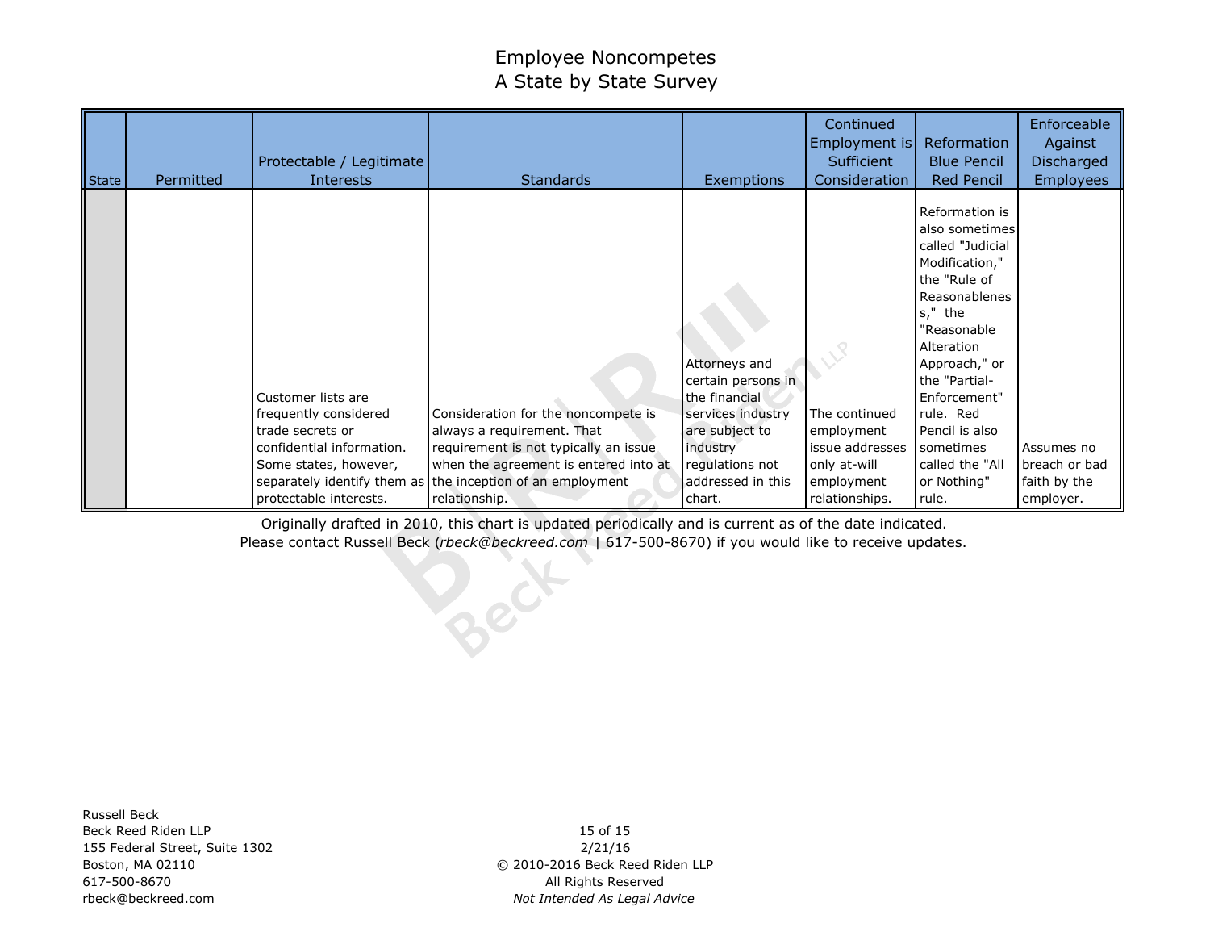# Employee Noncompetes
## A State by State Survey

| State | Permitted | Protectable / Legitimate Interests | Standards | Exemptions | Continued Employment is Sufficient Consideration | Reformation Blue Pencil Red Pencil | Enforceable Against Discharged Employees |
|---|---|---|---|---|---|---|---|
| | | Customer lists are frequently considered trade secrets or confidential information. Some states, however, separately identify them as protectable interests. | Consideration for the noncompete is always a requirement. That requirement is not typically an issue when the agreement is entered into at the inception of an employment relationship. | Attorneys and certain persons in the financial services industry are subject to industry regulations not addressed in this chart. | The continued employment issue addresses only at-will employment relationships. | Reformation is also sometimes called "Judicial Modification," the "Rule of Reasonableness," the "Reasonable Alteration Approach," or the "Partial-Enforcement" rule. Red Pencil is also sometimes called the "All or Nothing" rule. | Assumes no breach or bad faith by the employer. |

Originally drafted in 2010, this chart is updated periodically and is current as of the date indicated.
Please contact Russell Beck (*rbeck@beckreed.com* | 617-500-8670) if you would like to receive updates.

Russell Beck
Beck Reed Riden LLP
155 Federal Street, Suite 1302
Boston, MA 02110
617-500-8670
rbeck@beckreed.com

2/21/16
© 2010-2016 Beck Reed Riden LLP
All Rights Reserved
*Not Intended As Legal Advice*